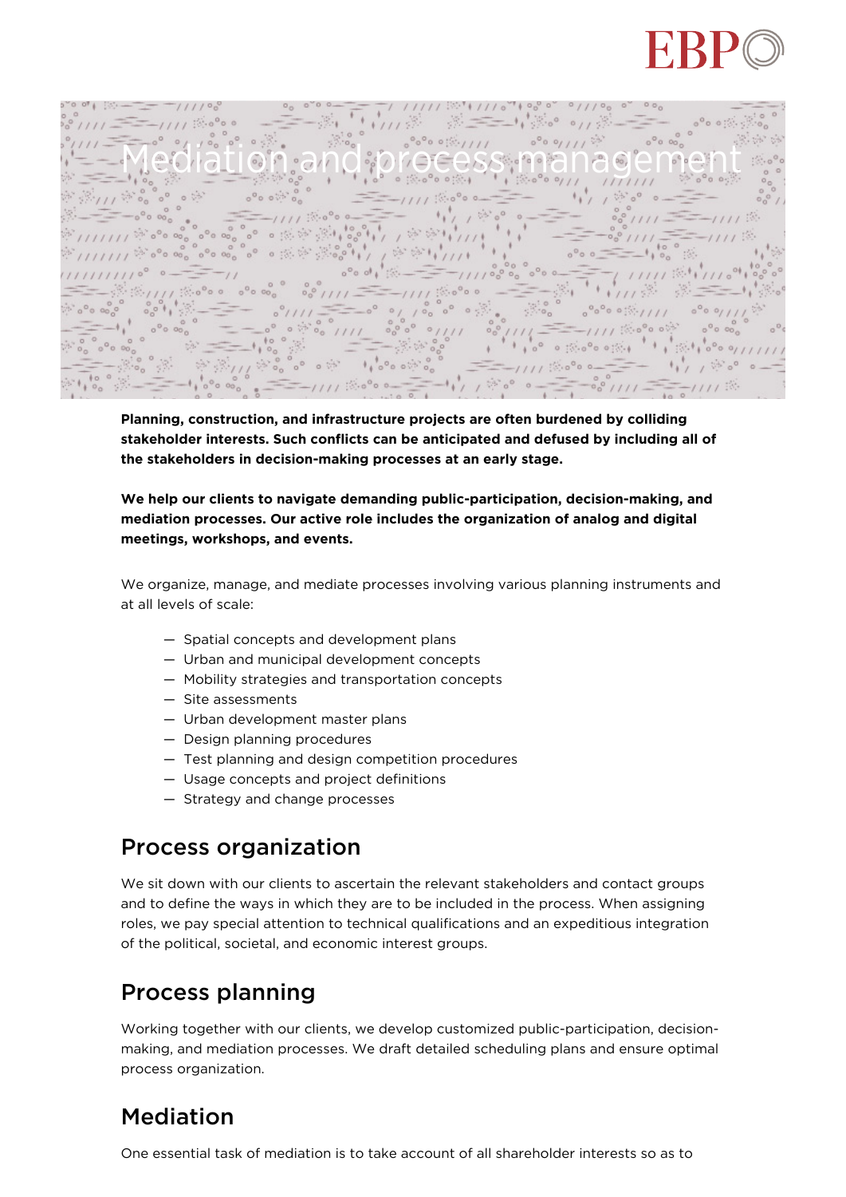# Mediation and process management

**Planning, construction, and infrastructure projects are often burdened by colliding stakeholder interests. Such conflicts can be anticipated and defused by including all of the stakeholders in decision-making processes at an early stage.**

**We help our clients to navigate demanding public-participation, decision-making, and mediation processes. Our active role includes the organization of analog and digital meetings, workshops, and events.**

We organize, manage, and mediate processes involving various planning instruments and at all levels of scale:

- Spatial concepts and development plans
- Urban and municipal development concepts
- Mobility strategies and transportation concepts
- Site assessments
- Urban development master plans
- Design planning procedures
- Test planning and design competition procedures
- Usage concepts and project definitions
- Strategy and change processes

## Process organization

We sit down with our clients to ascertain the relevant stakeholders and contact groups and to define the ways in which they are to be included in the process. When assigning roles, we pay special attention to technical qualifications and an expeditious integration of the political, societal, and economic interest groups.

## Process planning

Working together with our clients, we develop customized public-participation, decision-making, and mediation processes. We draft detailed scheduling plans and ensure optimal process organization.

## Mediation

One essential task of mediation is to take account of all shareholder interests so as to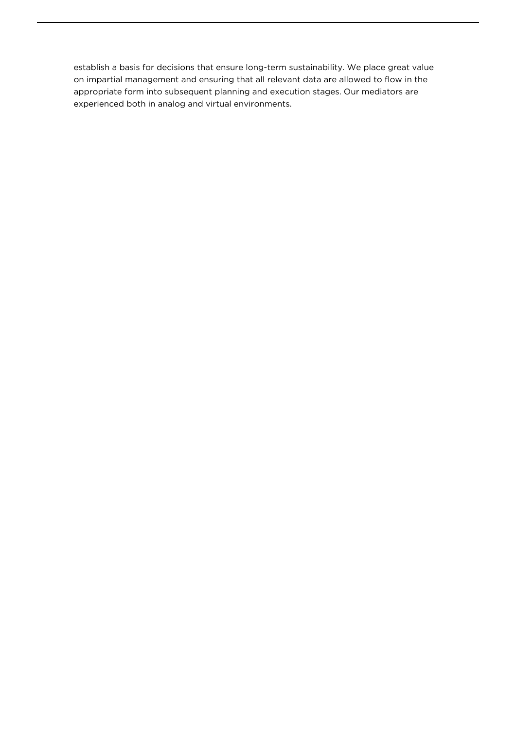establish a basis for decisions that ensure long-term sustainability. We place great value on impartial management and ensuring that all relevant data are allowed to flow in the appropriate form into subsequent planning and execution stages. Our mediators are experienced both in analog and virtual environments.